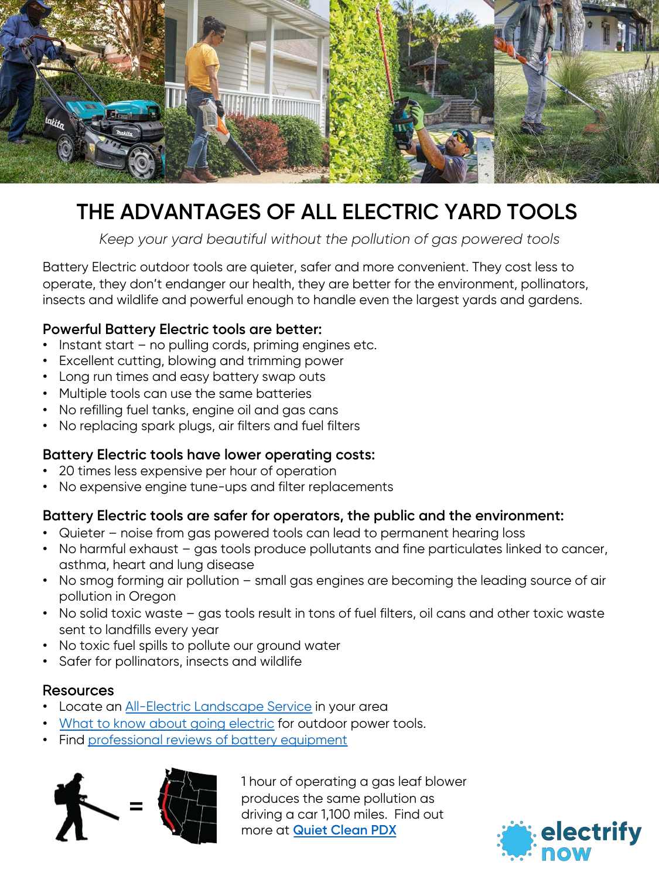# THE ADVANTAGES OF ALL ELECTRIC YARD TOOLS

*Keep your yard beautiful without the pollution of gas powered tools*

Battery Electric outdoor tools are quieter, safer and more convenient. They cost less to operate, they don't endanger our health, they are better for the environment, pollinators, insects and wildlife and powerful enough to handle even the largest yards and gardens.

**Powerful Battery Electric tools are better:**

- Instant start – no pulling cords, priming engines etc.
- Excellent cutting, blowing and trimming power
- Long run times and easy battery swap outs
- Multiple tools can use the same batteries
- No refilling fuel tanks, engine oil and gas cans
- No replacing spark plugs, air filters and fuel filters

**Battery Electric tools have lower operating costs:**

- 20 times less expensive per hour of operation
- No expensive engine tune-ups and filter replacements

**Battery Electric tools are safer for operators, the public and the environment:**

- Quieter – noise from gas powered tools can lead to permanent hearing loss
- No harmful exhaust – gas tools produce pollutants and fine particulates linked to cancer, asthma, heart and lung disease
- No smog forming air pollution – small gas engines are becoming the leading source of air pollution in Oregon
- No solid toxic waste – gas tools result in tons of fuel filters, oil cans and other toxic waste sent to landfills every year
- No toxic fuel spills to pollute our ground water
- Safer for pollinators, insects and wildlife

## Resources

- Locate an All-Electric Landscape Service in your area
- What to know about going electric for outdoor power tools.
- Find professional reviews of battery equipment

1 hour of operating a gas leaf blower produces the same pollution as driving a car 1,100 miles. Find out more at **Quiet Clean PDX**

electrify now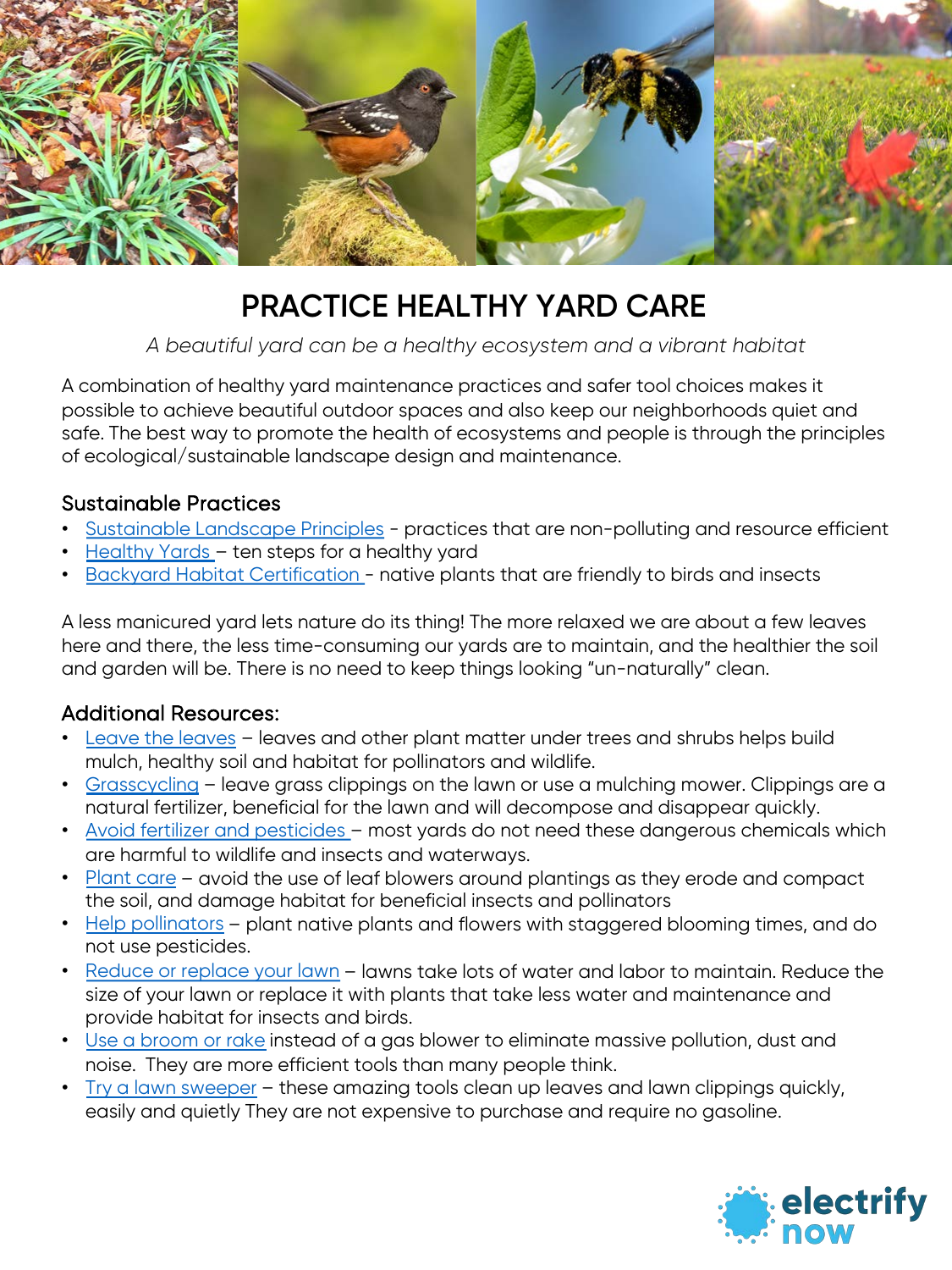# PRACTICE HEALTHY YARD CARE

*A beautiful yard can be a healthy ecosystem and a vibrant habitat*

A combination of healthy yard maintenance practices and safer tool choices makes it possible to achieve beautiful outdoor spaces and also keep our neighborhoods quiet and safe. The best way to promote the health of ecosystems and people is through the principles of ecological/sustainable landscape design and maintenance.

## Sustainable Practices

- Sustainable Landscape Principles - practices that are non-polluting and resource efficient
- Healthy Yards – ten steps for a healthy yard
- Backyard Habitat Certification - native plants that are friendly to birds and insects

A less manicured yard lets nature do its thing! The more relaxed we are about a few leaves here and there, the less time-consuming our yards are to maintain, and the healthier the soil and garden will be. There is no need to keep things looking "un-naturally" clean.

## Additional Resources:

- Leave the leaves – leaves and other plant matter under trees and shrubs helps build mulch, healthy soil and habitat for pollinators and wildlife.
- Grasscycling – leave grass clippings on the lawn or use a mulching mower. Clippings are a natural fertilizer, beneficial for the lawn and will decompose and disappear quickly.
- Avoid fertilizer and pesticides – most yards do not need these dangerous chemicals which are harmful to wildlife and insects and waterways.
- Plant care – avoid the use of leaf blowers around plantings as they erode and compact the soil, and damage habitat for beneficial insects and pollinators
- Help pollinators – plant native plants and flowers with staggered blooming times, and do not use pesticides.
- Reduce or replace your lawn – lawns take lots of water and labor to maintain. Reduce the size of your lawn or replace it with plants that take less water and maintenance and provide habitat for insects and birds.
- Use a broom or rake instead of a gas blower to eliminate massive pollution, dust and noise. They are more efficient tools than many people think.
- Try a lawn sweeper – these amazing tools clean up leaves and lawn clippings quickly, easily and quietly They are not expensive to purchase and require no gasoline.

electrify now